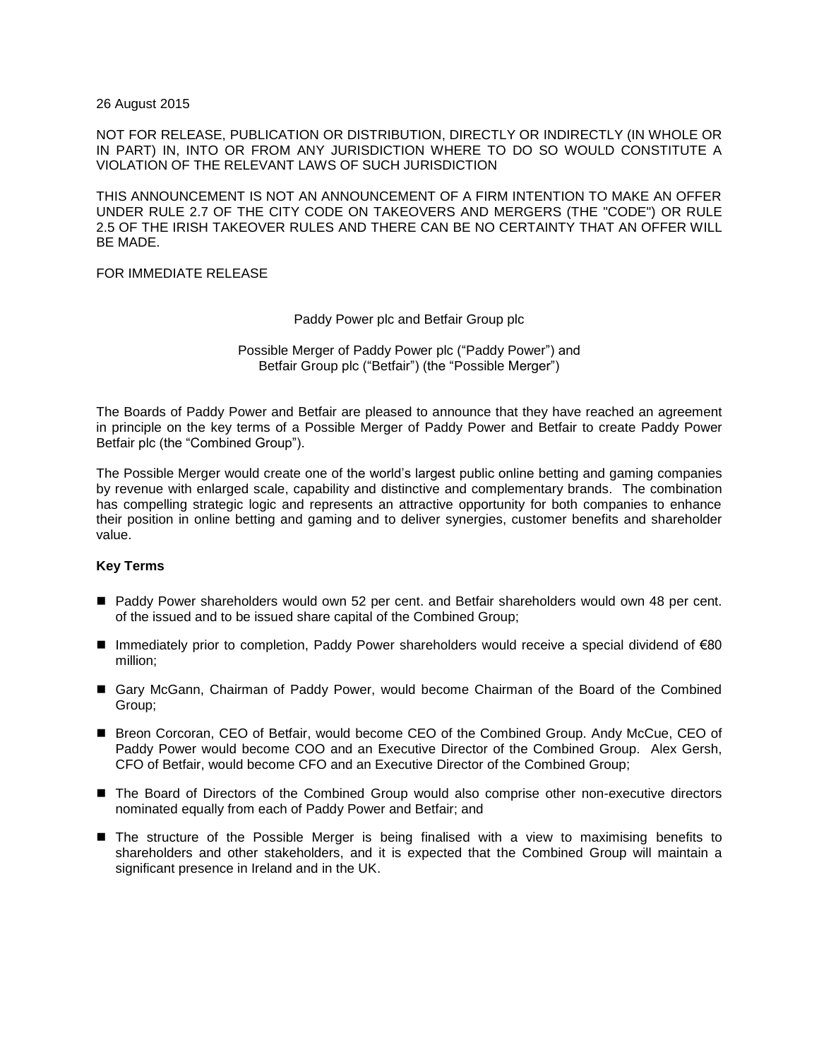26 August 2015

NOT FOR RELEASE, PUBLICATION OR DISTRIBUTION, DIRECTLY OR INDIRECTLY (IN WHOLE OR IN PART) IN, INTO OR FROM ANY JURISDICTION WHERE TO DO SO WOULD CONSTITUTE A VIOLATION OF THE RELEVANT LAWS OF SUCH JURISDICTION

THIS ANNOUNCEMENT IS NOT AN ANNOUNCEMENT OF A FIRM INTENTION TO MAKE AN OFFER UNDER RULE 2.7 OF THE CITY CODE ON TAKEOVERS AND MERGERS (THE "CODE") OR RULE 2.5 OF THE IRISH TAKEOVER RULES AND THERE CAN BE NO CERTAINTY THAT AN OFFER WILL BE MADE.

FOR IMMEDIATE RELEASE

Paddy Power plc and Betfair Group plc

Possible Merger of Paddy Power plc ("Paddy Power") and Betfair Group plc ("Betfair") (the "Possible Merger")

The Boards of Paddy Power and Betfair are pleased to announce that they have reached an agreement in principle on the key terms of a Possible Merger of Paddy Power and Betfair to create Paddy Power Betfair plc (the "Combined Group").

The Possible Merger would create one of the world's largest public online betting and gaming companies by revenue with enlarged scale, capability and distinctive and complementary brands. The combination has compelling strategic logic and represents an attractive opportunity for both companies to enhance their position in online betting and gaming and to deliver synergies, customer benefits and shareholder value.

**Key Terms**

- Paddy Power shareholders would own 52 per cent. and Betfair shareholders would own 48 per cent. of the issued and to be issued share capital of the Combined Group;
- Immediately prior to completion, Paddy Power shareholders would receive a special dividend of €80 million;
- Gary McGann, Chairman of Paddy Power, would become Chairman of the Board of the Combined Group;
- Breon Corcoran, CEO of Betfair, would become CEO of the Combined Group. Andy McCue, CEO of Paddy Power would become COO and an Executive Director of the Combined Group. Alex Gersh, CFO of Betfair, would become CFO and an Executive Director of the Combined Group;
- The Board of Directors of the Combined Group would also comprise other non-executive directors nominated equally from each of Paddy Power and Betfair; and
- The structure of the Possible Merger is being finalised with a view to maximising benefits to shareholders and other stakeholders, and it is expected that the Combined Group will maintain a significant presence in Ireland and in the UK.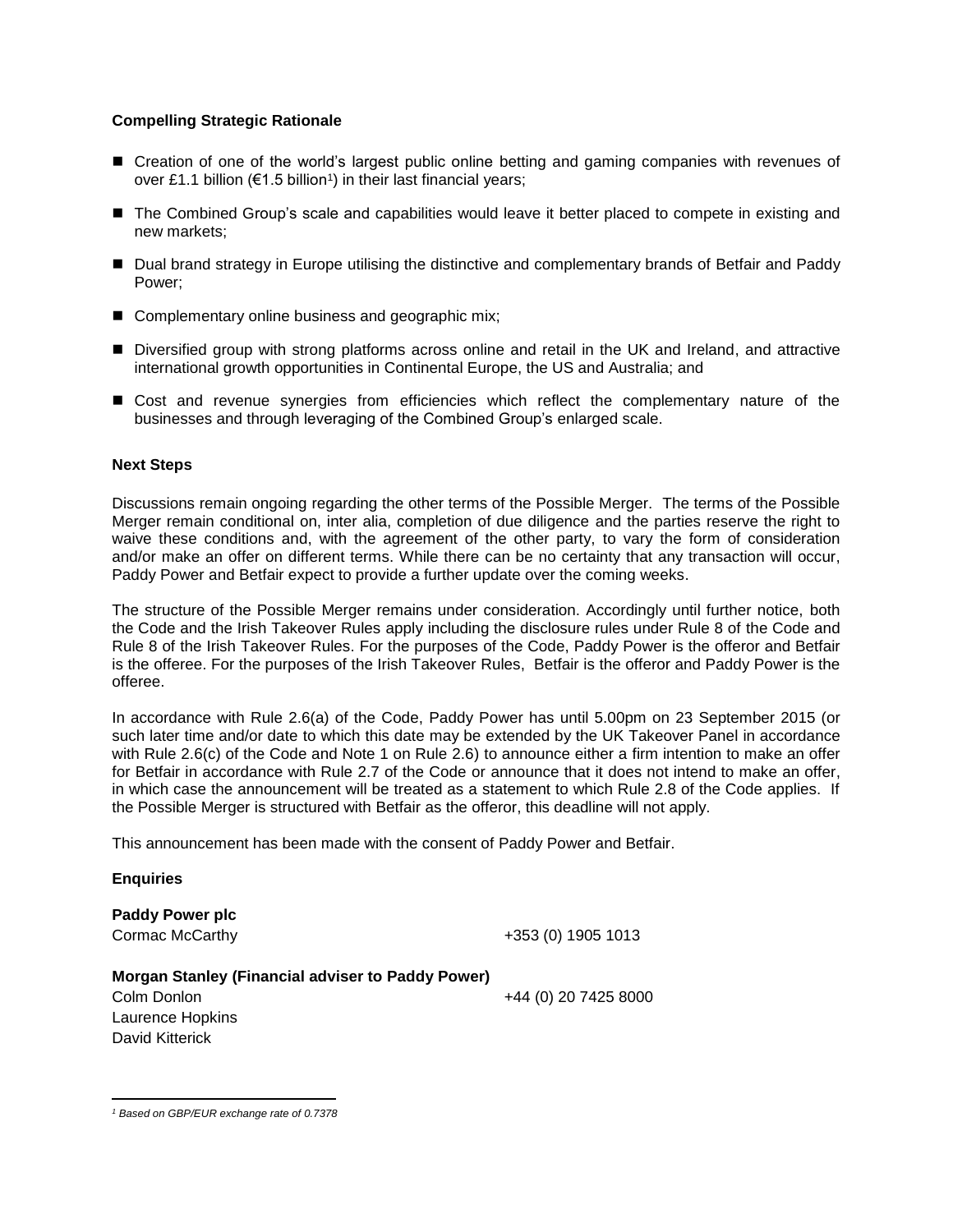**Compelling Strategic Rationale**

- Creation of one of the world's largest public online betting and gaming companies with revenues of over £1.1 billion (€1.5 billion[1]) in their last financial years;
- The Combined Group's scale and capabilities would leave it better placed to compete in existing and new markets;
- Dual brand strategy in Europe utilising the distinctive and complementary brands of Betfair and Paddy Power;
- Complementary online business and geographic mix;
- Diversified group with strong platforms across online and retail in the UK and Ireland, and attractive international growth opportunities in Continental Europe, the US and Australia; and
- Cost and revenue synergies from efficiencies which reflect the complementary nature of the businesses and through leveraging of the Combined Group's enlarged scale.

**Next Steps**

Discussions remain ongoing regarding the other terms of the Possible Merger. The terms of the Possible Merger remain conditional on, inter alia, completion of due diligence and the parties reserve the right to waive these conditions and, with the agreement of the other party, to vary the form of consideration and/or make an offer on different terms. While there can be no certainty that any transaction will occur, Paddy Power and Betfair expect to provide a further update over the coming weeks.

The structure of the Possible Merger remains under consideration. Accordingly until further notice, both the Code and the Irish Takeover Rules apply including the disclosure rules under Rule 8 of the Code and Rule 8 of the Irish Takeover Rules. For the purposes of the Code, Paddy Power is the offeror and Betfair is the offeree. For the purposes of the Irish Takeover Rules, Betfair is the offeror and Paddy Power is the offeree.

In accordance with Rule 2.6(a) of the Code, Paddy Power has until 5.00pm on 23 September 2015 (or such later time and/or date to which this date may be extended by the UK Takeover Panel in accordance with Rule 2.6(c) of the Code and Note 1 on Rule 2.6) to announce either a firm intention to make an offer for Betfair in accordance with Rule 2.7 of the Code or announce that it does not intend to make an offer, in which case the announcement will be treated as a statement to which Rule 2.8 of the Code applies. If the Possible Merger is structured with Betfair as the offeror, this deadline will not apply.

This announcement has been made with the consent of Paddy Power and Betfair.

**Enquiries**

**Paddy Power plc**

| | |
|---|---|
| Cormac McCarthy | +353 (0) 1905 1013 |

**Morgan Stanley (Financial adviser to Paddy Power)**

| | |
|---|---|
| Colm Donlon | +44 (0) 20 7425 8000 |
| Laurence Hopkins | |
| David Kitterick | |

*[1] Based on GBP/EUR exchange rate of 0.7378*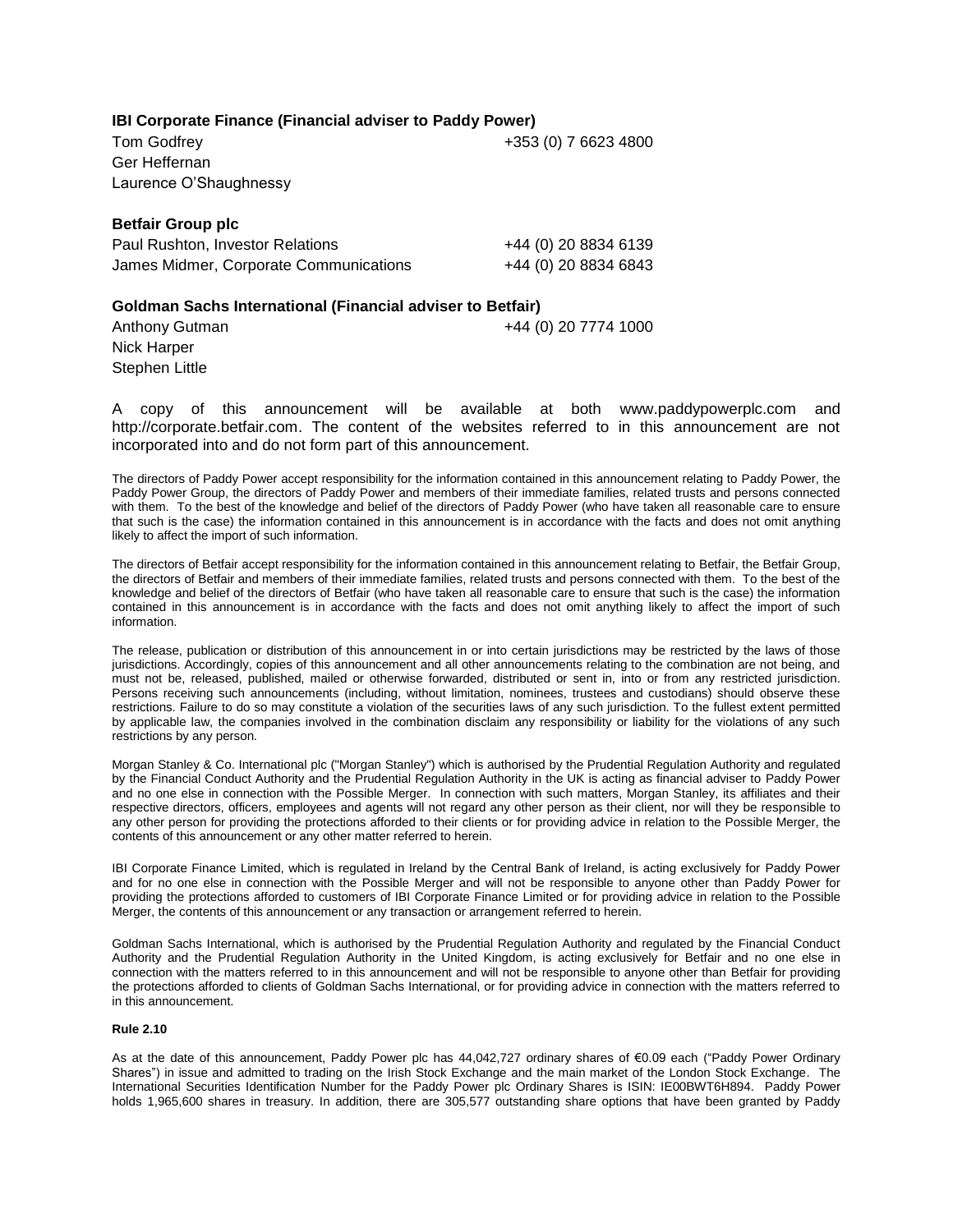**IBI Corporate Finance (Financial adviser to Paddy Power)**

Tom Godfrey +353 (0) 7 6623 4800
Ger Heffernan
Laurence O'Shaughnessy

**Betfair Group plc**

Paul Rushton, Investor Relations +44 (0) 20 8834 6139
James Midmer, Corporate Communications +44 (0) 20 8834 6843

**Goldman Sachs International (Financial adviser to Betfair)**

Anthony Gutman +44 (0) 20 7774 1000
Nick Harper
Stephen Little

A copy of this announcement will be available at both www.paddypowerplc.com and http://corporate.betfair.com. The content of the websites referred to in this announcement are not incorporated into and do not form part of this announcement.

The directors of Paddy Power accept responsibility for the information contained in this announcement relating to Paddy Power, the Paddy Power Group, the directors of Paddy Power and members of their immediate families, related trusts and persons connected with them. To the best of the knowledge and belief of the directors of Paddy Power (who have taken all reasonable care to ensure that such is the case) the information contained in this announcement is in accordance with the facts and does not omit anything likely to affect the import of such information.

The directors of Betfair accept responsibility for the information contained in this announcement relating to Betfair, the Betfair Group, the directors of Betfair and members of their immediate families, related trusts and persons connected with them. To the best of the knowledge and belief of the directors of Betfair (who have taken all reasonable care to ensure that such is the case) the information contained in this announcement is in accordance with the facts and does not omit anything likely to affect the import of such information.

The release, publication or distribution of this announcement in or into certain jurisdictions may be restricted by the laws of those jurisdictions. Accordingly, copies of this announcement and all other announcements relating to the combination are not being, and must not be, released, published, mailed or otherwise forwarded, distributed or sent in, into or from any restricted jurisdiction. Persons receiving such announcements (including, without limitation, nominees, trustees and custodians) should observe these restrictions. Failure to do so may constitute a violation of the securities laws of any such jurisdiction. To the fullest extent permitted by applicable law, the companies involved in the combination disclaim any responsibility or liability for the violations of any such restrictions by any person.

Morgan Stanley & Co. International plc ("Morgan Stanley") which is authorised by the Prudential Regulation Authority and regulated by the Financial Conduct Authority and the Prudential Regulation Authority in the UK is acting as financial adviser to Paddy Power and no one else in connection with the Possible Merger. In connection with such matters, Morgan Stanley, its affiliates and their respective directors, officers, employees and agents will not regard any other person as their client, nor will they be responsible to any other person for providing the protections afforded to their clients or for providing advice in relation to the Possible Merger, the contents of this announcement or any other matter referred to herein.

IBI Corporate Finance Limited, which is regulated in Ireland by the Central Bank of Ireland, is acting exclusively for Paddy Power and for no one else in connection with the Possible Merger and will not be responsible to anyone other than Paddy Power for providing the protections afforded to customers of IBI Corporate Finance Limited or for providing advice in relation to the Possible Merger, the contents of this announcement or any transaction or arrangement referred to herein.

Goldman Sachs International, which is authorised by the Prudential Regulation Authority and regulated by the Financial Conduct Authority and the Prudential Regulation Authority in the United Kingdom, is acting exclusively for Betfair and no one else in connection with the matters referred to in this announcement and will not be responsible to anyone other than Betfair for providing the protections afforded to clients of Goldman Sachs International, or for providing advice in connection with the matters referred to in this announcement.

**Rule 2.10**

As at the date of this announcement, Paddy Power plc has 44,042,727 ordinary shares of €0.09 each ("Paddy Power Ordinary Shares") in issue and admitted to trading on the Irish Stock Exchange and the main market of the London Stock Exchange. The International Securities Identification Number for the Paddy Power plc Ordinary Shares is ISIN: IE00BWT6H894. Paddy Power holds 1,965,600 shares in treasury. In addition, there are 305,577 outstanding share options that have been granted by Paddy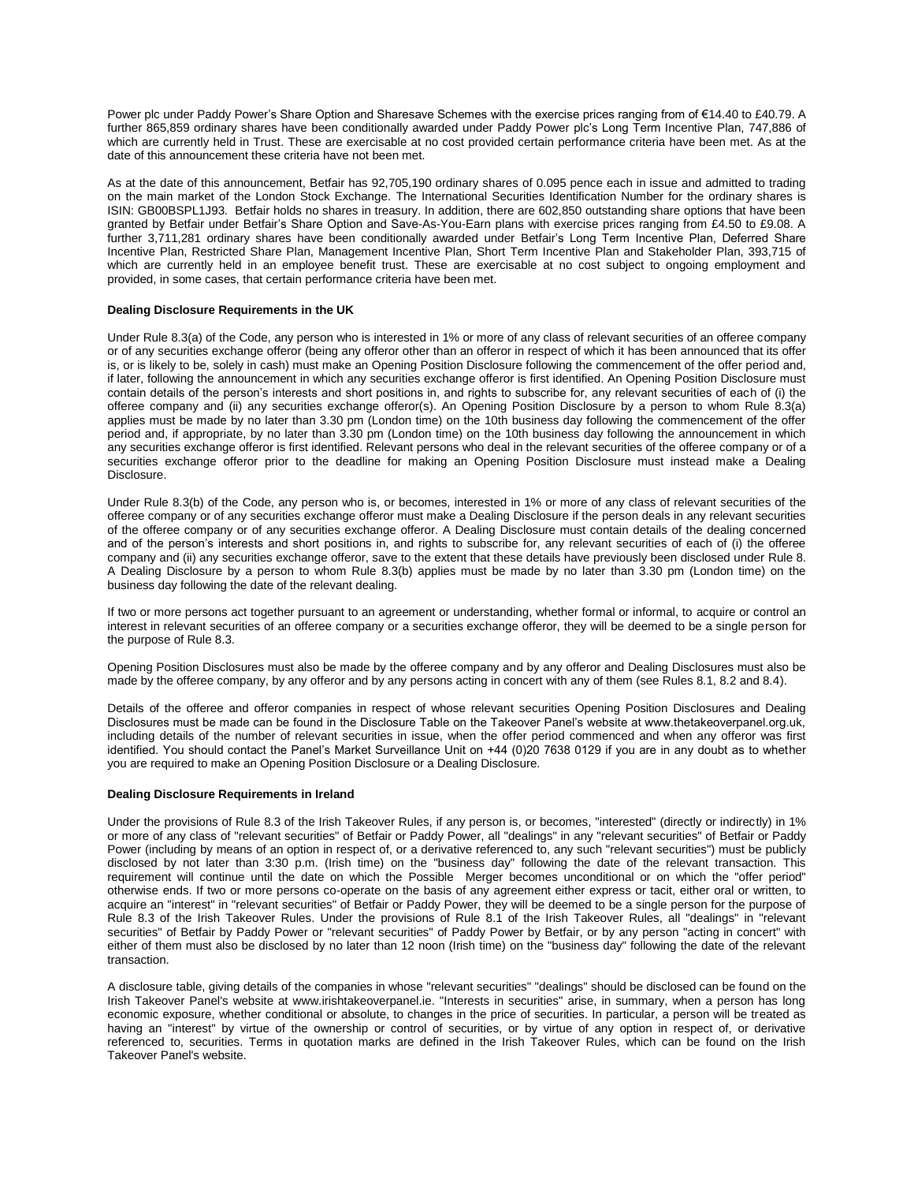Power plc under Paddy Power's Share Option and Sharesave Schemes with the exercise prices ranging from of €14.40 to £40.79. A further 865,859 ordinary shares have been conditionally awarded under Paddy Power plc's Long Term Incentive Plan, 747,886 of which are currently held in Trust. These are exercisable at no cost provided certain performance criteria have been met. As at the date of this announcement these criteria have not been met.

As at the date of this announcement, Betfair has 92,705,190 ordinary shares of 0.095 pence each in issue and admitted to trading on the main market of the London Stock Exchange. The International Securities Identification Number for the ordinary shares is ISIN: GB00BSPL1J93. Betfair holds no shares in treasury. In addition, there are 602,850 outstanding share options that have been granted by Betfair under Betfair's Share Option and Save-As-You-Earn plans with exercise prices ranging from £4.50 to £9.08. A further 3,711,281 ordinary shares have been conditionally awarded under Betfair's Long Term Incentive Plan, Deferred Share Incentive Plan, Restricted Share Plan, Management Incentive Plan, Short Term Incentive Plan and Stakeholder Plan, 393,715 of which are currently held in an employee benefit trust. These are exercisable at no cost subject to ongoing employment and provided, in some cases, that certain performance criteria have been met.

**Dealing Disclosure Requirements in the UK**

Under Rule 8.3(a) of the Code, any person who is interested in 1% or more of any class of relevant securities of an offeree company or of any securities exchange offeror (being any offeror other than an offeror in respect of which it has been announced that its offer is, or is likely to be, solely in cash) must make an Opening Position Disclosure following the commencement of the offer period and, if later, following the announcement in which any securities exchange offeror is first identified. An Opening Position Disclosure must contain details of the person's interests and short positions in, and rights to subscribe for, any relevant securities of each of (i) the offeree company and (ii) any securities exchange offeror(s). An Opening Position Disclosure by a person to whom Rule 8.3(a) applies must be made by no later than 3.30 pm (London time) on the 10th business day following the commencement of the offer period and, if appropriate, by no later than 3.30 pm (London time) on the 10th business day following the announcement in which any securities exchange offeror is first identified. Relevant persons who deal in the relevant securities of the offeree company or of a securities exchange offeror prior to the deadline for making an Opening Position Disclosure must instead make a Dealing Disclosure.

Under Rule 8.3(b) of the Code, any person who is, or becomes, interested in 1% or more of any class of relevant securities of the offeree company or of any securities exchange offeror must make a Dealing Disclosure if the person deals in any relevant securities of the offeree company or of any securities exchange offeror. A Dealing Disclosure must contain details of the dealing concerned and of the person's interests and short positions in, and rights to subscribe for, any relevant securities of each of (i) the offeree company and (ii) any securities exchange offeror, save to the extent that these details have previously been disclosed under Rule 8. A Dealing Disclosure by a person to whom Rule 8.3(b) applies must be made by no later than 3.30 pm (London time) on the business day following the date of the relevant dealing.

If two or more persons act together pursuant to an agreement or understanding, whether formal or informal, to acquire or control an interest in relevant securities of an offeree company or a securities exchange offeror, they will be deemed to be a single person for the purpose of Rule 8.3.

Opening Position Disclosures must also be made by the offeree company and by any offeror and Dealing Disclosures must also be made by the offeree company, by any offeror and by any persons acting in concert with any of them (see Rules 8.1, 8.2 and 8.4).

Details of the offeree and offeror companies in respect of whose relevant securities Opening Position Disclosures and Dealing Disclosures must be made can be found in the Disclosure Table on the Takeover Panel's website at www.thetakeoverpanel.org.uk, including details of the number of relevant securities in issue, when the offer period commenced and when any offeror was first identified. You should contact the Panel's Market Surveillance Unit on +44 (0)20 7638 0129 if you are in any doubt as to whether you are required to make an Opening Position Disclosure or a Dealing Disclosure.

**Dealing Disclosure Requirements in Ireland**

Under the provisions of Rule 8.3 of the Irish Takeover Rules, if any person is, or becomes, "interested" (directly or indirectly) in 1% or more of any class of "relevant securities" of Betfair or Paddy Power, all "dealings" in any "relevant securities" of Betfair or Paddy Power (including by means of an option in respect of, or a derivative referenced to, any such "relevant securities") must be publicly disclosed by not later than 3:30 p.m. (Irish time) on the "business day" following the date of the relevant transaction. This requirement will continue until the date on which the Possible Merger becomes unconditional or on which the "offer period" otherwise ends. If two or more persons co-operate on the basis of any agreement either express or tacit, either oral or written, to acquire an "interest" in "relevant securities" of Betfair or Paddy Power, they will be deemed to be a single person for the purpose of Rule 8.3 of the Irish Takeover Rules. Under the provisions of Rule 8.1 of the Irish Takeover Rules, all "dealings" in "relevant securities" of Betfair by Paddy Power or "relevant securities" of Paddy Power by Betfair, or by any person "acting in concert" with either of them must also be disclosed by no later than 12 noon (Irish time) on the "business day" following the date of the relevant transaction.

A disclosure table, giving details of the companies in whose "relevant securities" "dealings" should be disclosed can be found on the Irish Takeover Panel's website at www.irishtakeoverpanel.ie. "Interests in securities" arise, in summary, when a person has long economic exposure, whether conditional or absolute, to changes in the price of securities. In particular, a person will be treated as having an "interest" by virtue of the ownership or control of securities, or by virtue of any option in respect of, or derivative referenced to, securities. Terms in quotation marks are defined in the Irish Takeover Rules, which can be found on the Irish Takeover Panel's website.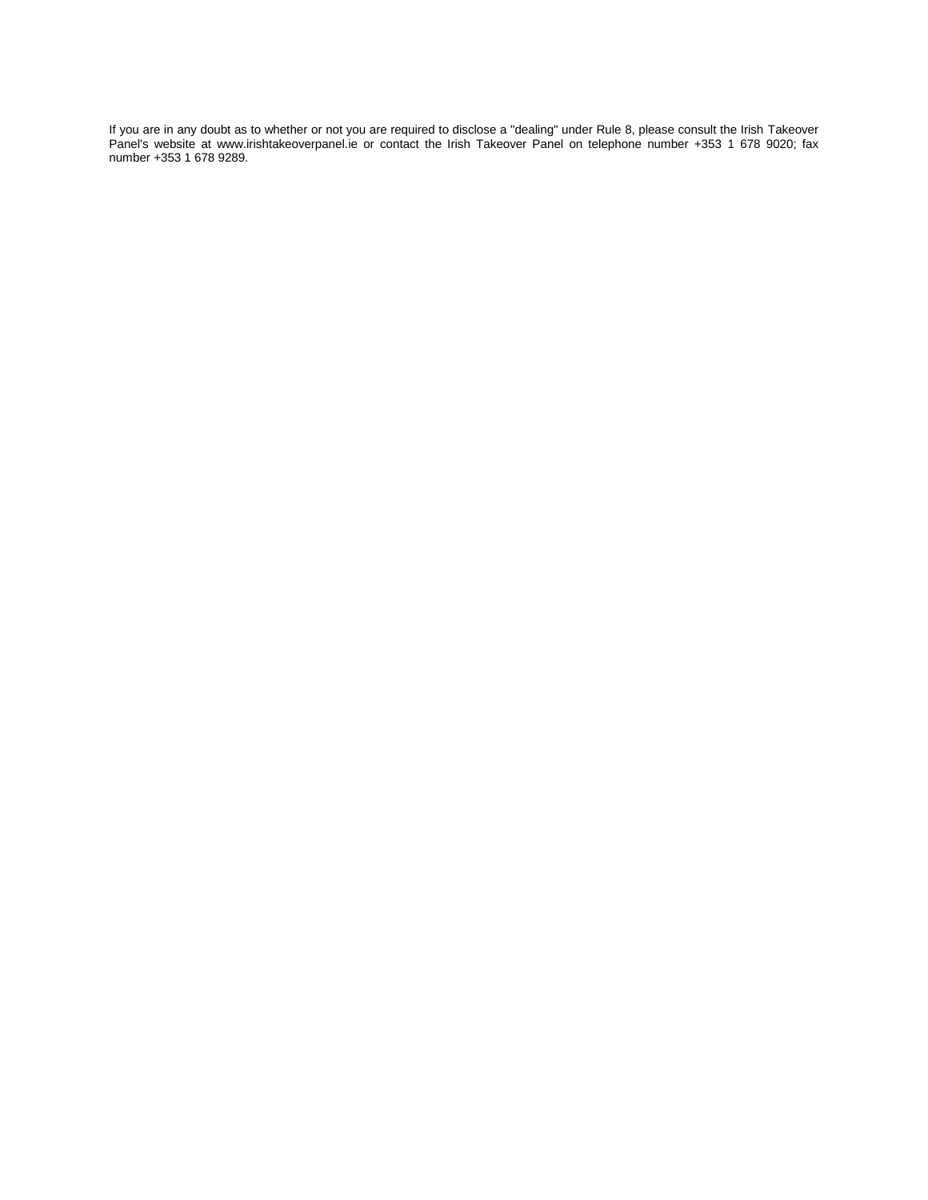If you are in any doubt as to whether or not you are required to disclose a "dealing" under Rule 8, please consult the Irish Takeover Panel's website at www.irishtakeoverpanel.ie or contact the Irish Takeover Panel on telephone number +353 1 678 9020; fax number +353 1 678 9289.